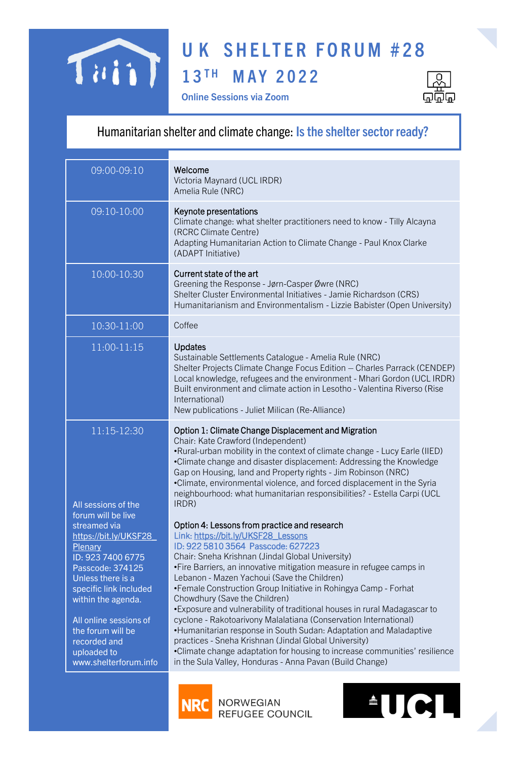# UK SHELTER FORUM #28

## 13TH MAY 2022

**Online Sessions via Zoom**

## Humanitarian shelter and climate change: Is the shelter sector ready?

| Time | Session |
|---|---|
| 09:00-09:10 | **Welcome**<br>Victoria Maynard (UCL IRDR)<br>Amelia Rule (NRC) |
| 09:10-10:00 | **Keynote presentations**<br>Climate change: what shelter practitioners need to know - Tilly Alcayna (RCRC Climate Centre)<br>Adapting Humanitarian Action to Climate Change - Paul Knox Clarke (ADAPT Initiative) |
| 10:00-10:30 | **Current state of the art**<br>Greening the Response - Jørn-Casper Øwre (NRC)<br>Shelter Cluster Environmental Initiatives - Jamie Richardson (CRS)<br>Humanitarianism and Environmentalism - Lizzie Babister (Open University) |
| 10:30-11:00 | Coffee |
| 11:00-11:15 | **Updates**<br>Sustainable Settlements Catalogue - Amelia Rule (NRC)<br>Shelter Projects Climate Change Focus Edition – Charles Parrack (CENDEP)<br>Local knowledge, refugees and the environment - Mhari Gordon (UCL IRDR)<br>Built environment and climate action in Lesotho - Valentina Riverso (Rise International)<br>New publications - Juliet Milican (Re-Alliance) |
| 11:15-12:30<br><br>All sessions of the forum will be live streamed via https://bit.ly/UKSF28_Plenary ID: 923 7400 6775 Passcode: 374125 Unless there is a specific link included within the agenda.<br><br>All online sessions of the forum will be recorded and uploaded to www.shelterforum.info | **Option 1: Climate Change Displacement and Migration**<br>Chair: Kate Crawford (Independent)<br>•Rural-urban mobility in the context of climate change - Lucy Earle (IIED)<br>•Climate change and disaster displacement: Addressing the Knowledge Gap on Housing, land and Property rights - Jim Robinson (NRC)<br>•Climate, environmental violence, and forced displacement in the Syria neighbourhood: what humanitarian responsibilities? - Estella Carpi (UCL IRDR)<br><br>**Option 4: Lessons from practice and research**<br>Link: https://bit.ly/UKSF28_Lessons<br>ID: 922 5810 3564 Passcode: 627223<br>Chair: Sneha Krishnan (Jindal Global University)<br>•Fire Barriers, an innovative mitigation measure in refugee camps in Lebanon - Mazen Yachoui (Save the Children)<br>•Female Construction Group Initiative in Rohingya Camp - Forhat Chowdhury (Save the Children)<br>•Exposure and vulnerability of traditional houses in rural Madagascar to cyclone - Rakotoarivony Malalatiana (Conservation International)<br>•Humanitarian response in South Sudan: Adaptation and Maladaptive practices - Sneha Krishnan (Jindal Global University)<br>•Climate change adaptation for housing to increase communities' resilience in the Sula Valley, Honduras - Anna Pavan (Build Change) |

NRC NORWEGIAN REFUGEE COUNCIL

UCL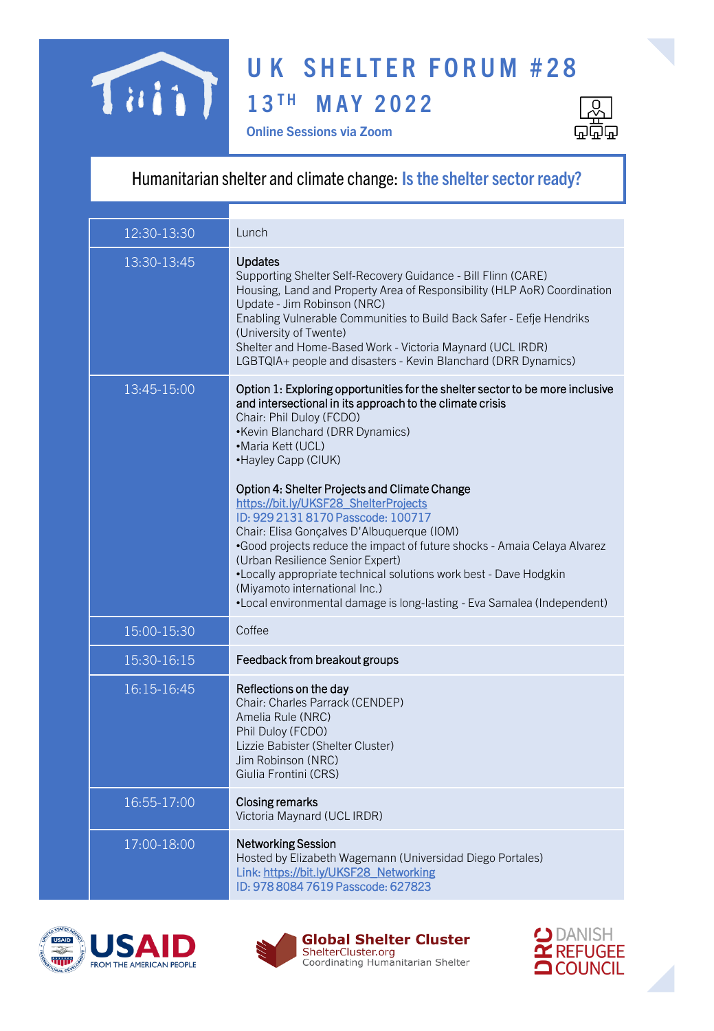# UK SHELTER FORUM #28

## 13TH MAY 2022

**Online Sessions via Zoom**

## Humanitarian shelter and climate change: Is the shelter sector ready?

| | |
|---|---|
| 12:30-13:30 | Lunch |
| 13:30-13:45 | **Updates**<br>Supporting Shelter Self-Recovery Guidance - Bill Flinn (CARE)<br>Housing, Land and Property Area of Responsibility (HLP AoR) Coordination Update - Jim Robinson (NRC)<br>Enabling Vulnerable Communities to Build Back Safer - Eefje Hendriks (University of Twente)<br>Shelter and Home-Based Work - Victoria Maynard (UCL IRDR)<br>LGBTQIA+ people and disasters - Kevin Blanchard (DRR Dynamics) |
| 13:45-15:00 | **Option 1: Exploring opportunities for the shelter sector to be more inclusive and intersectional in its approach to the climate crisis**<br>Chair: Phil Duloy (FCDO)<br>•Kevin Blanchard (DRR Dynamics)<br>•Maria Kett (UCL)<br>•Hayley Capp (CIUK)<br><br>**Option 4: Shelter Projects and Climate Change**<br>https://bit.ly/UKSF28_ShelterProjects<br>ID: 929 2131 8170 Passcode: 100717<br>Chair: Elisa Gonçalves D'Albuquerque (IOM)<br>•Good projects reduce the impact of future shocks - Amaia Celaya Alvarez (Urban Resilience Senior Expert)<br>•Locally appropriate technical solutions work best - Dave Hodgkin (Miyamoto international Inc.)<br>•Local environmental damage is long-lasting - Eva Samalea (Independent) |
| 15:00-15:30 | Coffee |
| 15:30-16:15 | **Feedback from breakout groups** |
| 16:15-16:45 | **Reflections on the day**<br>Chair: Charles Parrack (CENDEP)<br>Amelia Rule (NRC)<br>Phil Duloy (FCDO)<br>Lizzie Babister (Shelter Cluster)<br>Jim Robinson (NRC)<br>Giulia Frontini (CRS) |
| 16:55-17:00 | **Closing remarks**<br>Victoria Maynard (UCL IRDR) |
| 17:00-18:00 | **Networking Session**<br>Hosted by Elizabeth Wagemann (Universidad Diego Portales)<br>Link: https://bit.ly/UKSF28_Networking<br>ID: 978 8084 7619 Passcode: 627823 |

USAID FROM THE AMERICAN PEOPLE

Global Shelter Cluster
ShelterCluster.org
Coordinating Humanitarian Shelter

DRC DANISH REFUGEE COUNCIL